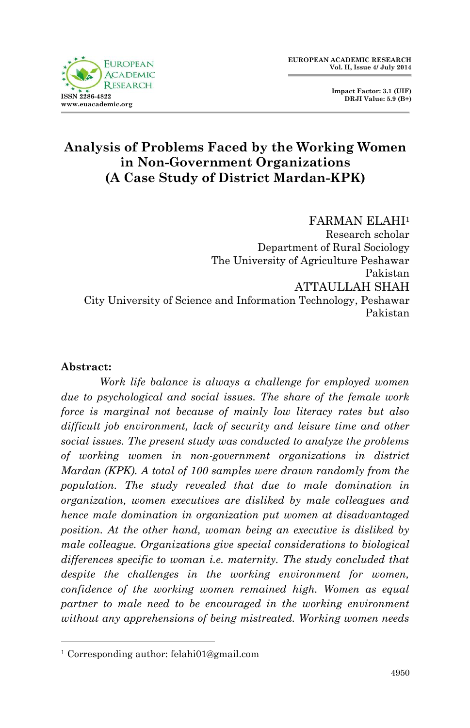# Analysis of Problems Faced by the Working Women in Non-Government Organizations (A Case Study of District Mardan-KPK)

FARMAN ELAHI[1]
Research scholar
Department of Rural Sociology
The University of Agriculture Peshawar
Pakistan

ATTAULLAH SHAH
City University of Science and Information Technology, Peshawar
Pakistan

**Abstract:**

*Work life balance is always a challenge for employed women due to psychological and social issues. The share of the female work force is marginal not because of mainly low literacy rates but also difficult job environment, lack of security and leisure time and other social issues. The present study was conducted to analyze the problems of working women in non-government organizations in district Mardan (KPK). A total of 100 samples were drawn randomly from the population. The study revealed that due to male domination in organization, women executives are disliked by male colleagues and hence male domination in organization put women at disadvantaged position. At the other hand, woman being an executive is disliked by male colleague. Organizations give special considerations to biological differences specific to woman i.e. maternity. The study concluded that despite the challenges in the working environment for women, confidence of the working women remained high. Women as equal partner to male need to be encouraged in the working environment without any apprehensions of being mistreated. Working women needs*

[1] Corresponding author: felahi01@gmail.com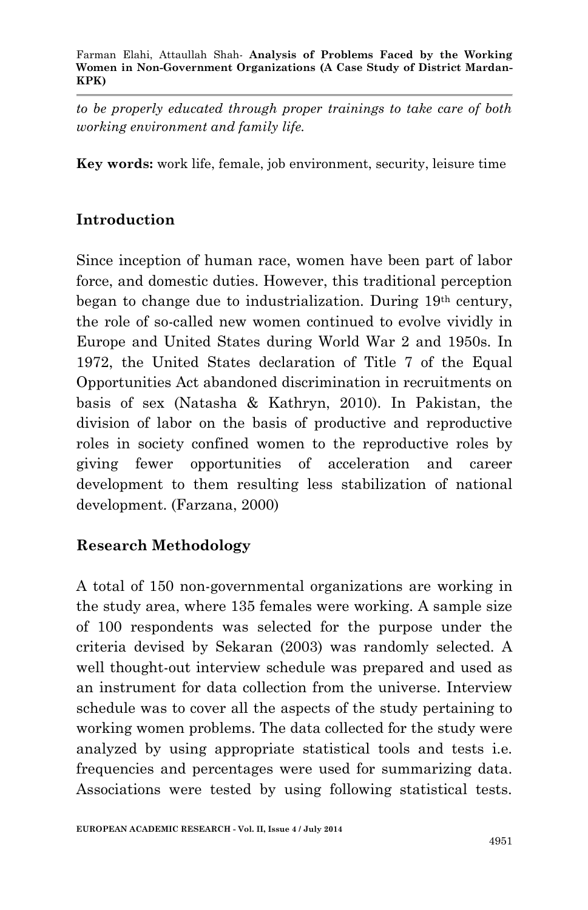*to be properly educated through proper trainings to take care of both working environment and family life.*

**Key words:** work life, female, job environment, security, leisure time

## Introduction

Since inception of human race, women have been part of labor force, and domestic duties. However, this traditional perception began to change due to industrialization. During 19th century, the role of so-called new women continued to evolve vividly in Europe and United States during World War 2 and 1950s. In 1972, the United States declaration of Title 7 of the Equal Opportunities Act abandoned discrimination in recruitments on basis of sex (Natasha & Kathryn, 2010). In Pakistan, the division of labor on the basis of productive and reproductive roles in society confined women to the reproductive roles by giving fewer opportunities of acceleration and career development to them resulting less stabilization of national development. (Farzana, 2000)

## Research Methodology

A total of 150 non-governmental organizations are working in the study area, where 135 females were working. A sample size of 100 respondents was selected for the purpose under the criteria devised by Sekaran (2003) was randomly selected. A well thought-out interview schedule was prepared and used as an instrument for data collection from the universe. Interview schedule was to cover all the aspects of the study pertaining to working women problems. The data collected for the study were analyzed by using appropriate statistical tools and tests i.e. frequencies and percentages were used for summarizing data. Associations were tested by using following statistical tests.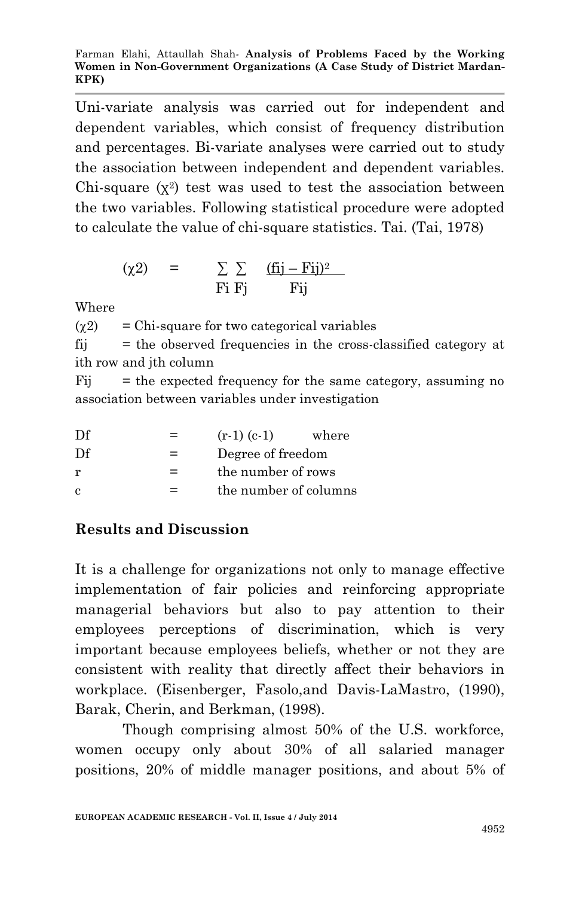Uni-variate analysis was carried out for independent and dependent variables, which consist of frequency distribution and percentages. Bi-variate analyses were carried out to study the association between independent and dependent variables. Chi-square ($\chi^2$) test was used to test the association between the two variables. Following statistical procedure were adopted to calculate the value of chi-square statistics. Tai. (Tai, 1978)

$$(\chi 2) = \sum_{Fi} \sum_{Fj} \frac{(fij - Fij)^2}{Fij}$$

Where

($\chi$2) = Chi-square for two categorical variables

fij = the observed frequencies in the cross-classified category at ith row and jth column

Fij = the expected frequency for the same category, assuming no association between variables under investigation

Df = (r-1) (c-1) where

Df = Degree of freedom

r = the number of rows

c = the number of columns

## Results and Discussion

It is a challenge for organizations not only to manage effective implementation of fair policies and reinforcing appropriate managerial behaviors but also to pay attention to their employees perceptions of discrimination, which is very important because employees beliefs, whether or not they are consistent with reality that directly affect their behaviors in workplace. (Eisenberger, Fasolo,and Davis-LaMastro, (1990), Barak, Cherin, and Berkman, (1998).

Though comprising almost 50% of the U.S. workforce, women occupy only about 30% of all salaried manager positions, 20% of middle manager positions, and about 5% of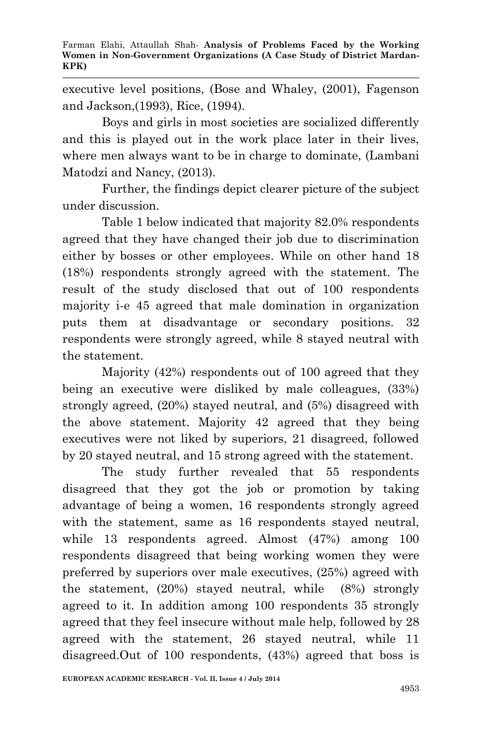executive level positions, (Bose and Whaley, (2001), Fagenson and Jackson,(1993), Rice, (1994).

Boys and girls in most societies are socialized differently and this is played out in the work place later in their lives, where men always want to be in charge to dominate, (Lambani Matodzi and Nancy, (2013).

Further, the findings depict clearer picture of the subject under discussion.

Table 1 below indicated that majority 82.0% respondents agreed that they have changed their job due to discrimination either by bosses or other employees. While on other hand 18 (18%) respondents strongly agreed with the statement. The result of the study disclosed that out of 100 respondents majority i-e 45 agreed that male domination in organization puts them at disadvantage or secondary positions. 32 respondents were strongly agreed, while 8 stayed neutral with the statement.

Majority (42%) respondents out of 100 agreed that they being an executive were disliked by male colleagues, (33%) strongly agreed, (20%) stayed neutral, and (5%) disagreed with the above statement. Majority 42 agreed that they being executives were not liked by superiors, 21 disagreed, followed by 20 stayed neutral, and 15 strong agreed with the statement.

The study further revealed that 55 respondents disagreed that they got the job or promotion by taking advantage of being a women, 16 respondents strongly agreed with the statement, same as 16 respondents stayed neutral, while 13 respondents agreed. Almost (47%) among 100 respondents disagreed that being working women they were preferred by superiors over male executives, (25%) agreed with the statement, (20%) stayed neutral, while (8%) strongly agreed to it. In addition among 100 respondents 35 strongly agreed that they feel insecure without male help, followed by 28 agreed with the statement, 26 stayed neutral, while 11 disagreed.Out of 100 respondents, (43%) agreed that boss is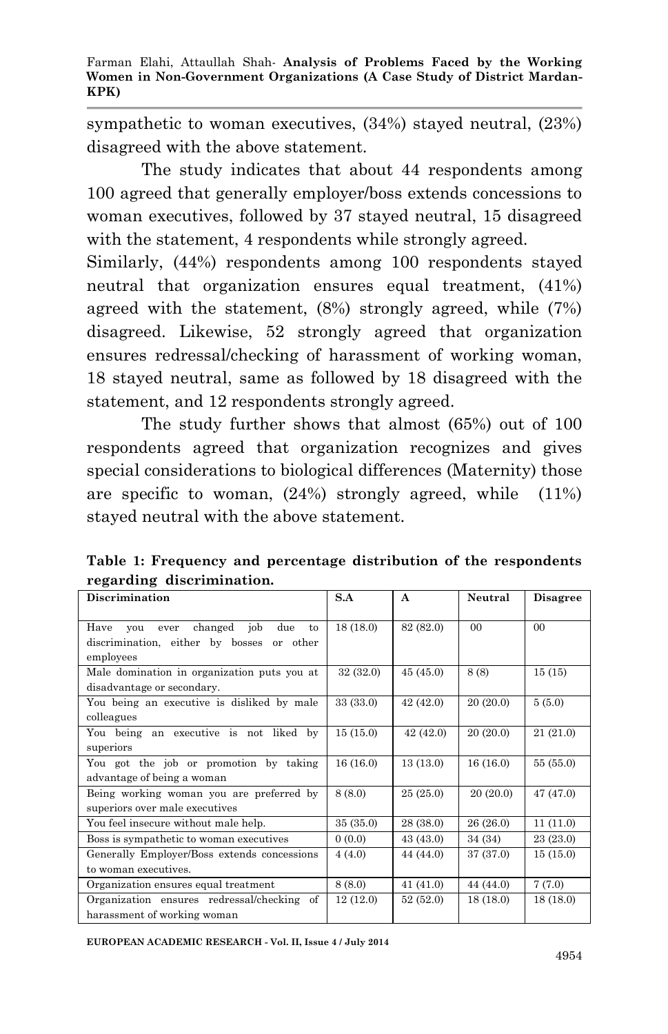sympathetic to woman executives, (34%) stayed neutral, (23%) disagreed with the above statement.

The study indicates that about 44 respondents among 100 agreed that generally employer/boss extends concessions to woman executives, followed by 37 stayed neutral, 15 disagreed with the statement, 4 respondents while strongly agreed.

Similarly, (44%) respondents among 100 respondents stayed neutral that organization ensures equal treatment, (41%) agreed with the statement, (8%) strongly agreed, while (7%) disagreed. Likewise, 52 strongly agreed that organization ensures redressal/checking of harassment of working woman, 18 stayed neutral, same as followed by 18 disagreed with the statement, and 12 respondents strongly agreed.

The study further shows that almost (65%) out of 100 respondents agreed that organization recognizes and gives special considerations to biological differences (Maternity) those are specific to woman, (24%) strongly agreed, while (11%) stayed neutral with the above statement.

**Table 1: Frequency and percentage distribution of the respondents regarding discrimination.**

| Discrimination | S.A | A | Neutral | Disagree |
|---|---|---|---|---|
| Have you ever changed job due to discrimination, either by bosses or other employees | 18 (18.0) | 82 (82.0) | 00 | 00 |
| Male domination in organization puts you at disadvantage or secondary. | 32 (32.0) | 45 (45.0) | 8 (8) | 15 (15) |
| You being an executive is disliked by male colleagues | 33 (33.0) | 42 (42.0) | 20 (20.0) | 5 (5.0) |
| You being an executive is not liked by superiors | 15 (15.0) | 42 (42.0) | 20 (20.0) | 21 (21.0) |
| You got the job or promotion by taking advantage of being a woman | 16 (16.0) | 13 (13.0) | 16 (16.0) | 55 (55.0) |
| Being working woman you are preferred by superiors over male executives | 8 (8.0) | 25 (25.0) | 20 (20.0) | 47 (47.0) |
| You feel insecure without male help. | 35 (35.0) | 28 (38.0) | 26 (26.0) | 11 (11.0) |
| Boss is sympathetic to woman executives | 0 (0.0) | 43 (43.0) | 34 (34) | 23 (23.0) |
| Generally Employer/Boss extends concessions to woman executives. | 4 (4.0) | 44 (44.0) | 37 (37.0) | 15 (15.0) |
| Organization ensures equal treatment | 8 (8.0) | 41 (41.0) | 44 (44.0) | 7 (7.0) |
| Organization ensures redressal/checking of harassment of working woman | 12 (12.0) | 52 (52.0) | 18 (18.0) | 18 (18.0) |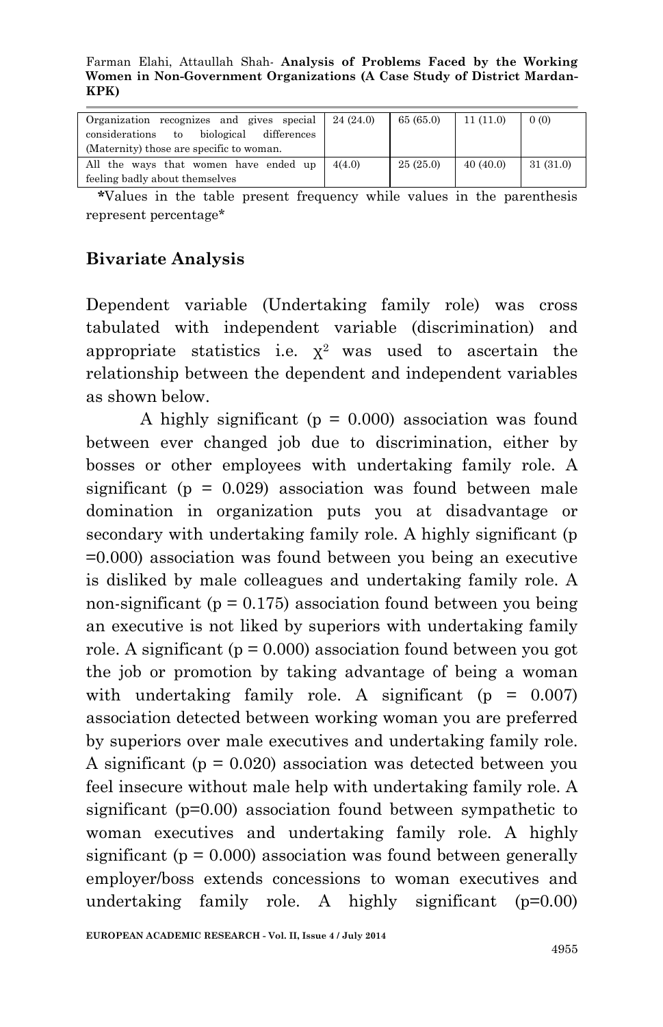| | | | | |
|---|---|---|---|---|
| Organization recognizes and gives special considerations to biological differences (Maternity) those are specific to woman. | 24 (24.0) | 65 (65.0) | 11 (11.0) | 0 (0) |
| All the ways that women have ended up feeling badly about themselves | 4(4.0) | 25 (25.0) | 40 (40.0) | 31 (31.0) |

**\***Values in the table present frequency while values in the parenthesis represent percentage*

## Bivariate Analysis

Dependent variable (Undertaking family role) was cross tabulated with independent variable (discrimination) and appropriate statistics i.e. $\chi^2$ was used to ascertain the relationship between the dependent and independent variables as shown below.

A highly significant ($p = 0.000$) association was found between ever changed job due to discrimination, either by bosses or other employees with undertaking family role. A significant ($p = 0.029$) association was found between male domination in organization puts you at disadvantage or secondary with undertaking family role. A highly significant ($p = 0.000$) association was found between you being an executive is disliked by male colleagues and undertaking family role. A non-significant ($p = 0.175$) association found between you being an executive is not liked by superiors with undertaking family role. A significant ($p = 0.000$) association found between you got the job or promotion by taking advantage of being a woman with undertaking family role. A significant ($p = 0.007$) association detected between working woman you are preferred by superiors over male executives and undertaking family role. A significant ($p = 0.020$) association was detected between you feel insecure without male help with undertaking family role. A significant ($p=0.00$) association found between sympathetic to woman executives and undertaking family role. A highly significant ($p = 0.000$) association was found between generally employer/boss extends concessions to woman executives and undertaking family role. A highly significant ($p=0.00$)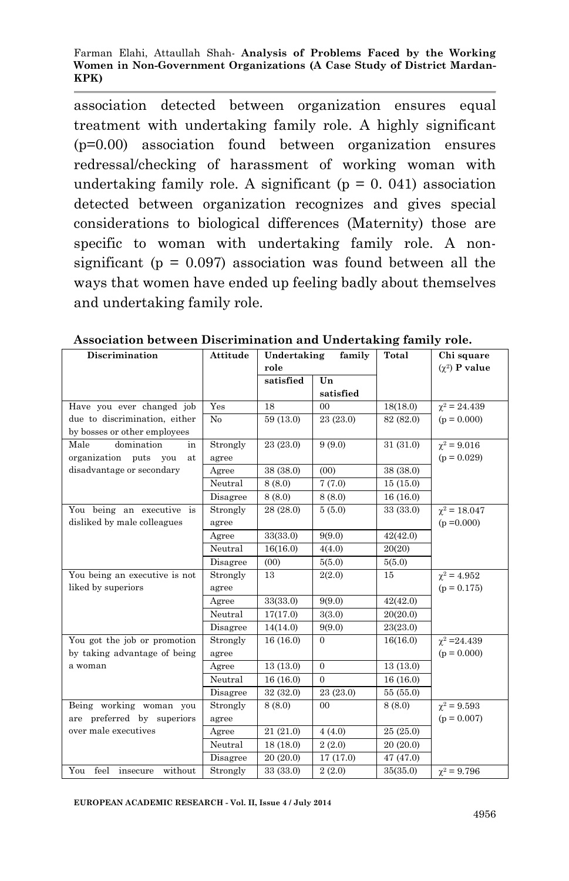association detected between organization ensures equal treatment with undertaking family role. A highly significant (p=0.00) association found between organization ensures redressal/checking of harassment of working woman with undertaking family role. A significant (p = 0. 041) association detected between organization recognizes and gives special considerations to biological differences (Maternity) those are specific to woman with undertaking family role. A non-significant (p = 0.097) association was found between all the ways that women have ended up feeling badly about themselves and undertaking family role.

**Association between Discrimination and Undertaking family role.**

| Discrimination | Attitude | Undertaking family role | | Total | Chi square ($\chi^2$) **P value** |
|---|---|---|---|---|---|
| | | satisfied | Un satisfied | | |
| Have you ever changed job due to discrimination, either by bosses or other employees | Yes | 18 | 00 | 18(18.0) | $\chi^2$ = 24.439 (p = 0.000) |
| | No | 59 (13.0) | 23 (23.0) | 82 (82.0) | |
| Male domination in organization puts you at disadvantage or secondary | Strongly agree | 23 (23.0) | 9 (9.0) | 31 (31.0) | $\chi^2$ = 9.016 (p = 0.029) |
| | Agree | 38 (38.0) | (00) | 38 (38.0) | |
| | Neutral | 8 (8.0) | 7 (7.0) | 15 (15.0) | |
| | Disagree | 8 (8.0) | 8 (8.0) | 16 (16.0) | |
| You being an executive is disliked by male colleagues | Strongly agree | 28 (28.0) | 5 (5.0) | 33 (33.0) | $\chi^2$ = 18.047 (p =0.000) |
| | Agree | 33(33.0) | 9(9.0) | 42(42.0) | |
| | Neutral | 16(16.0) | 4(4.0) | 20(20) | |
| | Disagree | (00) | 5(5.0) | 5(5.0) | |
| You being an executive is not liked by superiors | Strongly agree | 13 | 2(2.0) | 15 | $\chi^2$ = 4.952 (p = 0.175) |
| | Agree | 33(33.0) | 9(9.0) | 42(42.0) | |
| | Neutral | 17(17.0) | 3(3.0) | 20(20.0) | |
| | Disagree | 14(14.0) | 9(9.0) | 23(23.0) | |
| You got the job or promotion by taking advantage of being a woman | Strongly agree | 16 (16.0) | 0 | 16(16.0) | $\chi^2$ =24.439 (p = 0.000) |
| | Agree | 13 (13.0) | 0 | 13 (13.0) | |
| | Neutral | 16 (16.0) | 0 | 16 (16.0) | |
| | Disagree | 32 (32.0) | 23 (23.0) | 55 (55.0) | |
| Being working woman you are preferred by superiors over male executives | Strongly agree | 8 (8.0) | 00 | 8 (8.0) | $\chi^2$ = 9.593 (p = 0.007) |
| | Agree | 21 (21.0) | 4 (4.0) | 25 (25.0) | |
| | Neutral | 18 (18.0) | 2 (2.0) | 20 (20.0) | |
| | Disagree | 20 (20.0) | 17 (17.0) | 47 (47.0) | |
| You feel insecure without | Strongly | 33 (33.0) | 2 (2.0) | 35(35.0) | $\chi^2$ = 9.796 |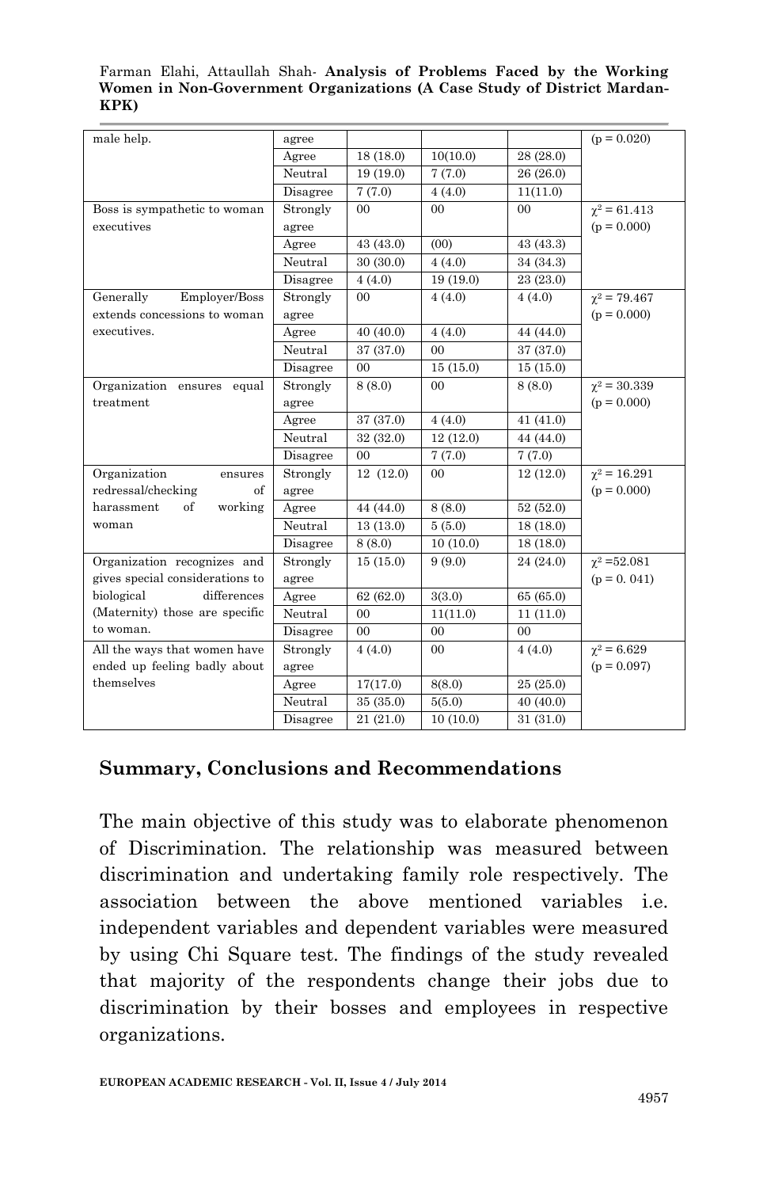| | | | | | |
|---|---|---|---|---|---|
| male help. | agree | | | | (p = 0.020) |
| | Agree | 18 (18.0) | 10(10.0) | 28 (28.0) | |
| | Neutral | 19 (19.0) | 7 (7.0) | 26 (26.0) | |
| | Disagree | 7 (7.0) | 4 (4.0) | 11(11.0) | |
| Boss is sympathetic to woman executives | Strongly agree | 00 | 00 | 00 | $\chi^2$ = 61.413 (p = 0.000) |
| | Agree | 43 (43.0) | (00) | 43 (43.3) | |
| | Neutral | 30 (30.0) | 4 (4.0) | 34 (34.3) | |
| | Disagree | 4 (4.0) | 19 (19.0) | 23 (23.0) | |
| Generally Employer/Boss extends concessions to woman executives. | Strongly agree | 00 | 4 (4.0) | 4 (4.0) | $\chi^2$ = 79.467 (p = 0.000) |
| | Agree | 40 (40.0) | 4 (4.0) | 44 (44.0) | |
| | Neutral | 37 (37.0) | 00 | 37 (37.0) | |
| | Disagree | 00 | 15 (15.0) | 15 (15.0) | |
| Organization ensures equal treatment | Strongly agree | 8 (8.0) | 00 | 8 (8.0) | $\chi^2$ = 30.339 (p = 0.000) |
| | Agree | 37 (37.0) | 4 (4.0) | 41 (41.0) | |
| | Neutral | 32 (32.0) | 12 (12.0) | 44 (44.0) | |
| | Disagree | 00 | 7 (7.0) | 7 (7.0) | |
| Organization ensures redressal/checking of harassment of working woman | Strongly agree | 12 (12.0) | 00 | 12 (12.0) | $\chi^2$ = 16.291 (p = 0.000) |
| | Agree | 44 (44.0) | 8 (8.0) | 52 (52.0) | |
| | Neutral | 13 (13.0) | 5 (5.0) | 18 (18.0) | |
| | Disagree | 8 (8.0) | 10 (10.0) | 18 (18.0) | |
| Organization recognizes and gives special considerations to biological differences (Maternity) those are specific to woman. | Strongly agree | 15 (15.0) | 9 (9.0) | 24 (24.0) | $\chi^2$ =52.081 (p = 0. 041) |
| | Agree | 62 (62.0) | 3(3.0) | 65 (65.0) | |
| | Neutral | 00 | 11(11.0) | 11 (11.0) | |
| | Disagree | 00 | 00 | 00 | |
| All the ways that women have ended up feeling badly about themselves | Strongly agree | 4 (4.0) | 00 | 4 (4.0) | $\chi^2$ = 6.629 (p = 0.097) |
| | Agree | 17(17.0) | 8(8.0) | 25 (25.0) | |
| | Neutral | 35 (35.0) | 5(5.0) | 40 (40.0) | |
| | Disagree | 21 (21.0) | 10 (10.0) | 31 (31.0) | |

## Summary, Conclusions and Recommendations

The main objective of this study was to elaborate phenomenon of Discrimination. The relationship was measured between discrimination and undertaking family role respectively. The association between the above mentioned variables i.e. independent variables and dependent variables were measured by using Chi Square test. The findings of the study revealed that majority of the respondents change their jobs due to discrimination by their bosses and employees in respective organizations.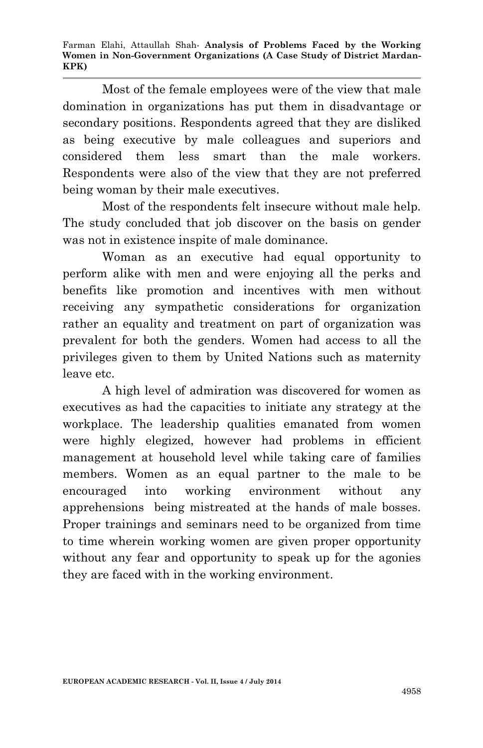Most of the female employees were of the view that male domination in organizations has put them in disadvantage or secondary positions. Respondents agreed that they are disliked as being executive by male colleagues and superiors and considered them less smart than the male workers. Respondents were also of the view that they are not preferred being woman by their male executives.

Most of the respondents felt insecure without male help. The study concluded that job discover on the basis on gender was not in existence inspite of male dominance.

Woman as an executive had equal opportunity to perform alike with men and were enjoying all the perks and benefits like promotion and incentives with men without receiving any sympathetic considerations for organization rather an equality and treatment on part of organization was prevalent for both the genders. Women had access to all the privileges given to them by United Nations such as maternity leave etc.

A high level of admiration was discovered for women as executives as had the capacities to initiate any strategy at the workplace. The leadership qualities emanated from women were highly elegized, however had problems in efficient management at household level while taking care of families members. Women as an equal partner to the male to be encouraged into working environment without any apprehensions being mistreated at the hands of male bosses. Proper trainings and seminars need to be organized from time to time wherein working women are given proper opportunity without any fear and opportunity to speak up for the agonies they are faced with in the working environment.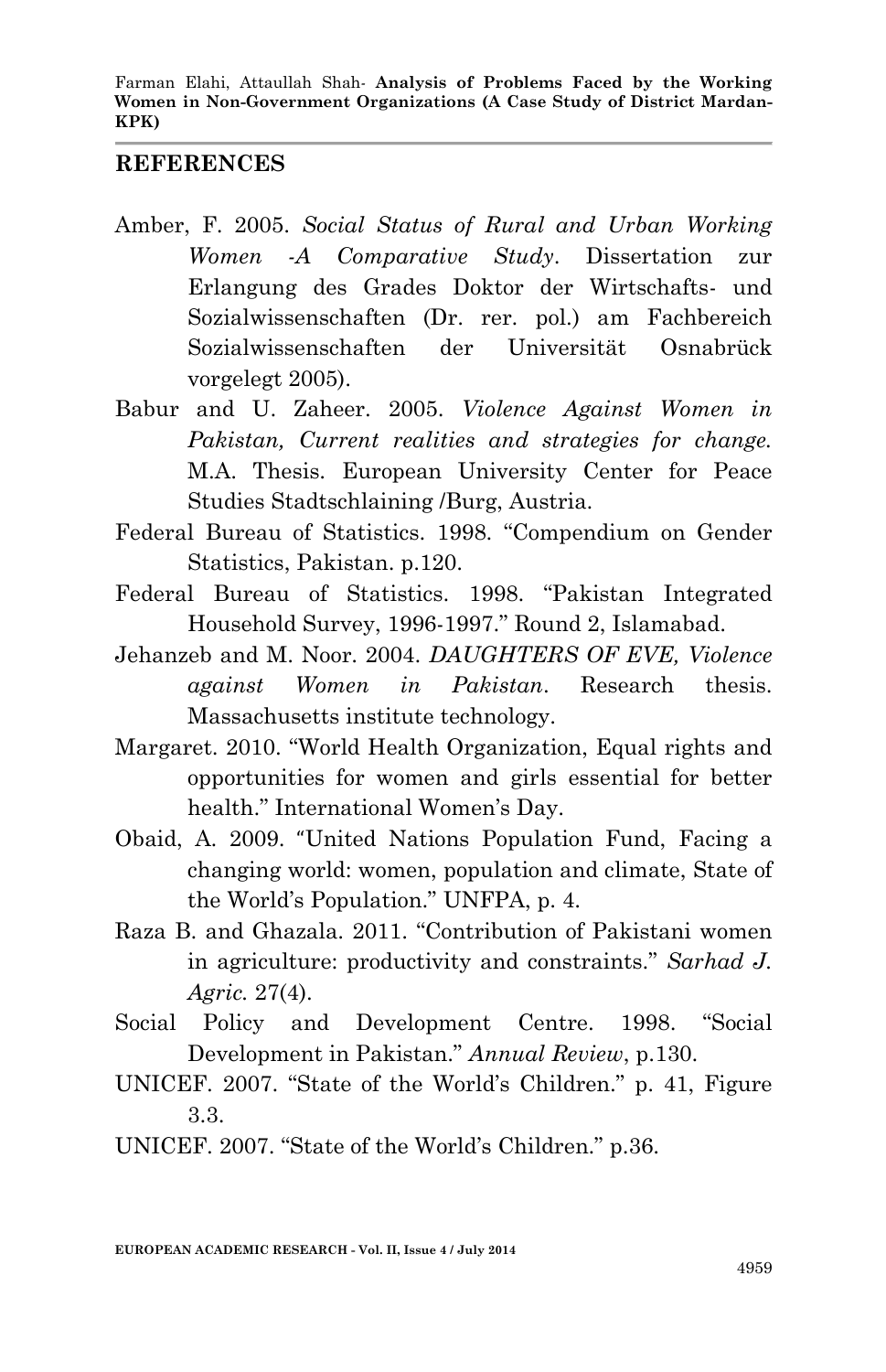## REFERENCES

Amber, F. 2005. *Social Status of Rural and Urban Working Women -A Comparative Study*. Dissertation zur Erlangung des Grades Doktor der Wirtschafts- und Sozialwissenschaften (Dr. rer. pol.) am Fachbereich Sozialwissenschaften der Universität Osnabrück vorgelegt 2005).

Babur and U. Zaheer. 2005. *Violence Against Women in Pakistan, Current realities and strategies for change.* M.A. Thesis. European University Center for Peace Studies Stadtschlaining /Burg, Austria.

Federal Bureau of Statistics. 1998. "Compendium on Gender Statistics, Pakistan. p.120.

Federal Bureau of Statistics. 1998. "Pakistan Integrated Household Survey, 1996-1997." Round 2, Islamabad.

Jehanzeb and M. Noor. 2004. *DAUGHTERS OF EVE, Violence against Women in Pakistan*. Research thesis. Massachusetts institute technology.

Margaret. 2010. "World Health Organization, Equal rights and opportunities for women and girls essential for better health." International Women's Day.

Obaid, A. 2009. "United Nations Population Fund, Facing a changing world: women, population and climate, State of the World's Population." UNFPA, p. 4.

Raza B. and Ghazala. 2011. "Contribution of Pakistani women in agriculture: productivity and constraints." *Sarhad J. Agric.* 27(4).

Social Policy and Development Centre. 1998. "Social Development in Pakistan." *Annual Review*, p.130.

UNICEF. 2007. "State of the World's Children." p. 41, Figure 3.3.

UNICEF. 2007. "State of the World's Children." p.36.